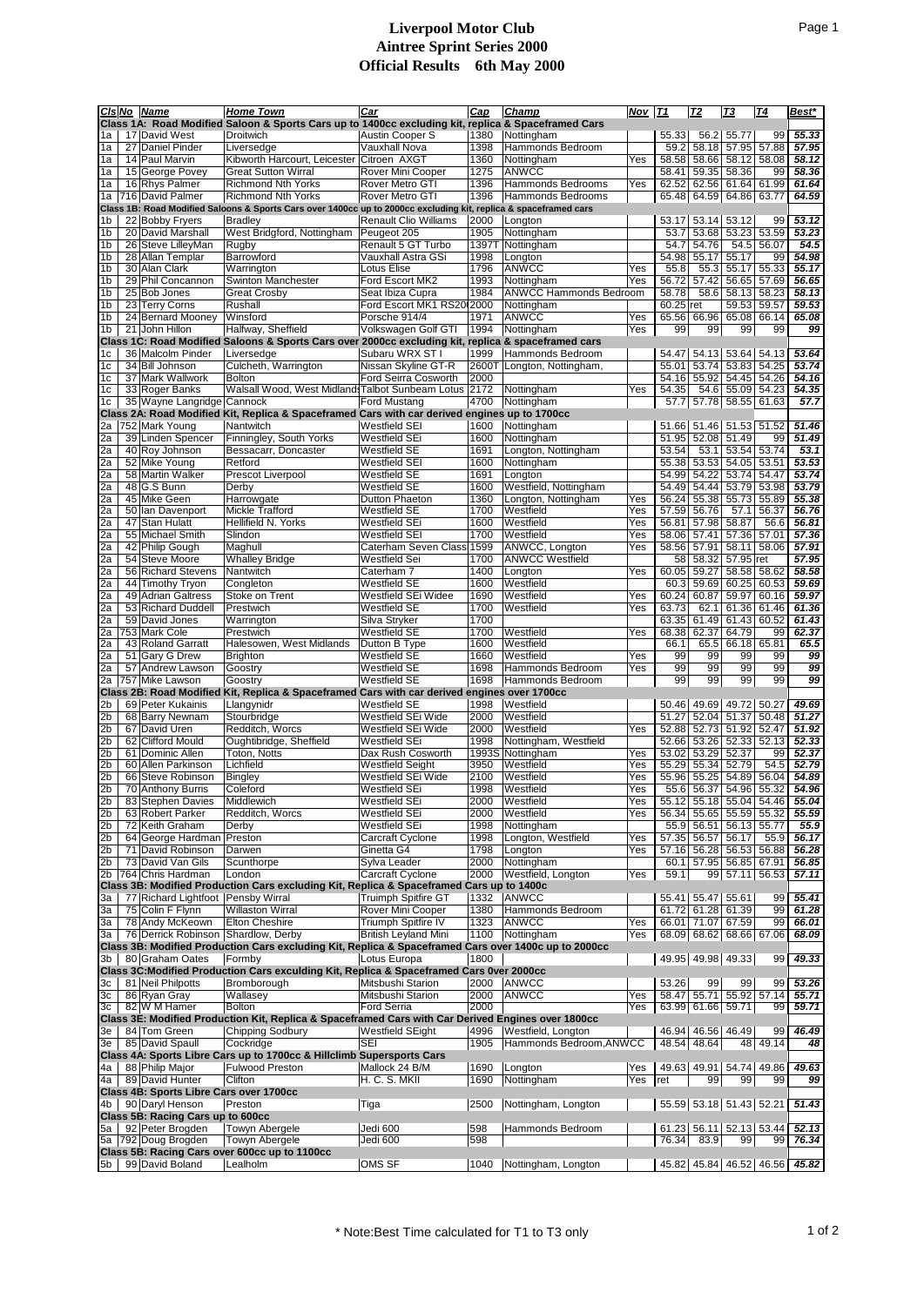# Liverpool Motor Club
## Aintree Sprint Series 2000
## Official Results 6th May 2000

| Cls | No | Name | Home Town | Car | Cap | Champ | Nov | T1 | T2 | T3 | T4 | Best* |
|---|---|---|---|---|---|---|---|---|---|---|---|---|
| **Class 1A: Road Modified Saloon & Sports Cars up to 1400cc excluding kit, replica & Spaceframed Cars** | | | | | | | | | | | | |
| 1a | 17 | David West | Droitwich | Austin Cooper S | 1380 | Nottingham | | 55.33 | 56.2 | 55.77 | 99 | 55.33 |
| 1a | 27 | Daniel Pinder | Liversedge | Vauxhall Nova | 1398 | Hammonds Bedroom | | 59.2 | 58.18 | 57.95 | 57.88 | 57.95 |
| 1a | 14 | Paul Marvin | Kibworth Harcourt, Leicester | Citroen AXGT | 1360 | Nottingham | Yes | 58.58 | 58.66 | 58.12 | 58.08 | 58.12 |
| 1a | 15 | George Povey | Great Sutton Wirral | Rover Mini Cooper | 1275 | ANWCC | | 58.41 | 59.35 | 58.36 | 99 | 58.36 |
| 1a | 16 | Rhys Palmer | Richmond Nth Yorks | Rover Metro GTI | 1396 | Hammonds Bedrooms | Yes | 62.52 | 62.56 | 61.64 | 61.99 | 61.64 |
| 1a | 716 | David Palmer | Richmond Nth Yorks | Rover Metro GTI | 1396 | Hammonds Bedrooms | | 65.48 | 64.59 | 64.86 | 63.77 | 64.59 |
| **Class 1B: Road Modified Saloons & Sports Cars over 1400cc up to 2000cc excluding kit, replica & spaceframed cars** | | | | | | | | | | | | |
| 1b | 22 | Bobby Fryers | Bradley | Renault Clio Williams | 2000 | Longton | | 53.17 | 53.14 | 53.12 | 99 | 53.12 |
| 1b | 20 | David Marshall | West Bridgford, Nottingham | Peugeot 205 | 1905 | Nottingham | | 53.7 | 53.68 | 53.23 | 53.59 | 53.23 |
| 1b | 26 | Steve LilleyMan | Rugby | Renault 5 GT Turbo | 1397T | Nottingham | | 54.7 | 54.76 | 54.5 | 56.07 | 54.5 |
| 1b | 28 | Allan Templar | Barrowford | Vauxhall Astra GSi | 1998 | Longton | | 54.98 | 55.17 | 55.17 | 99 | 54.98 |
| 1b | 30 | Alan Clark | Warrington | Lotus Elise | 1796 | ANWCC | Yes | 55.8 | 55.3 | 55.17 | 55.33 | 55.17 |
| 1b | 29 | Phil Concannon | Swinton Manchester | Ford Escort MK2 | 1993 | Nottingham | Yes | 56.72 | 57.42 | 56.65 | 57.69 | 56.65 |
| 1b | 25 | Bob Jones | Great Crosby | Seat Ibiza Cupra | 1984 | ANWCC Hammonds Bedroom | | 58.78 | 58.6 | 58.13 | 58.23 | 58.13 |
| 1b | 23 | Terry Corns | Rushall | Ford Escort MK1 RS20 | 2000 | Nottingham | | 60.25 | ret | 59.53 | 59.57 | 59.53 |
| 1b | 24 | Bernard Mooney | Winsford | Porsche 914/4 | 1971 | ANWCC | Yes | 65.56 | 66.96 | 65.08 | 66.14 | 65.08 |
| 1b | 21 | John Hillon | Halfway, Sheffield | Volkswagen Golf GTI | 1994 | Nottingham | Yes | 99 | 99 | 99 | 99 | 99 |
| **Class 1C: Road Modified Saloons & Sports Cars over 2000cc excluding kit, replica & spaceframed cars** | | | | | | | | | | | | |
| 1c | 36 | Malcolm Pinder | Liversedge | Subaru WRX ST I | 1999 | Hammonds Bedroom | | 54.47 | 54.13 | 53.64 | 54.13 | 53.64 |
| 1c | 34 | Bill Johnson | Culcheth, Warrington | Nissan Skyline GT-R | 2600T | Longton, Nottingham, | | 55.01 | 53.74 | 53.83 | 54.25 | 53.74 |
| 1c | 37 | Mark Wallwork | Bolton | Ford Seirra Cosworth | 2000 | | | 54.16 | 55.92 | 54.45 | 54.26 | 54.16 |
| 1c | 33 | Roger Banks | Walsall Wood, West Midlands | Talbot Sunbeam Lotus | 2172 | Nottingham | Yes | 54.35 | 54.6 | 55.09 | 54.23 | 54.35 |
| 1c | 35 | Wayne Langridge | Cannock | Ford Mustang | 4700 | Nottingham | | 57.7 | 57.78 | 58.55 | 61.63 | 57.7 |
| **Class 2A: Road Modified Kit, Replica & Spaceframed Cars with car derived engines up to 1700cc** | | | | | | | | | | | | |
| 2a | 752 | Mark Young | Nantwitch | Westfield SEI | 1600 | Nottingham | | 51.66 | 51.46 | 51.53 | 51.52 | 51.46 |
| 2a | 39 | Linden Spencer | Finningley, South Yorks | Westfield SEi | 1600 | Nottingham | | 51.95 | 52.08 | 51.49 | 99 | 51.49 |
| 2a | 40 | Roy Johnson | Bessacarr, Doncaster | Westfield SE | 1691 | Longton, Nottingham | | 53.54 | 53.1 | 53.54 | 53.74 | 53.1 |
| 2a | 52 | Mike Young | Retford | Westfield SEI | 1600 | Nottingham | | 55.38 | 53.53 | 54.05 | 53.51 | 53.53 |
| 2a | 58 | Martin Walker | Prescot Liverpool | Westfield SE | 1691 | Longton | | 54.99 | 54.22 | 53.74 | 54.47 | 53.74 |
| 2a | 48 | G.S Bunn | Derby | Westfield SE | 1600 | Westfield, Nottingham | | 54.49 | 54.44 | 53.79 | 53.98 | 53.79 |
| 2a | 45 | Mike Geen | Harrowgate | Dutton Phaeton | 1360 | Longton, Nottingham | Yes | 56.24 | 55.38 | 55.73 | 55.89 | 55.38 |
| 2a | 50 | Ian Davenport | Mickle Trafford | Westfield SE | 1700 | Westfield | Yes | 57.59 | 56.76 | 57.1 | 56.37 | 56.76 |
| 2a | 47 | Stan Hulatt | Hellifield N. Yorks | Westfield SEi | 1600 | Westfield | Yes | 56.81 | 57.98 | 58.87 | 56.6 | 56.81 |
| 2a | 55 | Michael Smith | Slindon | Westfield SEI | 1700 | Westfield | Yes | 58.06 | 57.41 | 57.36 | 57.01 | 57.36 |
| 2a | 42 | Philip Gough | Maghull | Caterham Seven Class | 1599 | ANWCC, Longton | Yes | 58.56 | 57.91 | 58.11 | 58.06 | 57.91 |
| 2a | 54 | Steve Moore | Whalley Bridge | Westfield Sei | 1700 | ANWCC Westfield | | 58 | 58.32 | 57.95 | ret | 57.95 |
| 2a | 56 | Richard Stevens | Nantwitch | Caterham 7 | 1400 | Longton | Yes | 60.05 | 59.27 | 58.58 | 58.62 | 58.58 |
| 2a | 44 | Timothy Tryon | Congleton | Westfield SE | 1600 | Westfield | | 60.3 | 59.69 | 60.25 | 60.53 | 59.69 |
| 2a | 49 | Adrian Galtress | Stoke on Trent | Westfield SEi Widee | 1690 | Westfield | Yes | 60.24 | 60.87 | 59.97 | 60.16 | 59.97 |
| 2a | 53 | Richard Duddell | Prestwich | Westfield SE | 1700 | Westfield | Yes | 63.73 | 62.1 | 61.36 | 61.46 | 61.36 |
| 2a | 59 | David Jones | Warrington | Silva Stryker | 1700 | | | 63.35 | 61.49 | 61.43 | 60.52 | 61.43 |
| 2a | 753 | Mark Cole | Prestwich | Westfield SE | 1700 | Westfield | Yes | 68.38 | 62.37 | 64.79 | 99 | 62.37 |
| 2a | 43 | Roland Garratt | Halesowen, West Midlands | Dutton B Type | 1600 | Westfield | | 66.1 | 65.5 | 66.18 | 65.81 | 65.5 |
| 2a | 51 | Gary G Drew | Brighton | Westfield SE | 1660 | Westfield | Yes | 99 | 99 | 99 | 99 | 99 |
| 2a | 57 | Andrew Lawson | Goostry | Westfield SE | 1698 | Hammonds Bedroom | Yes | 99 | 99 | 99 | 99 | 99 |
| 2a | 757 | Mike Lawson | Goostry | Westfield SE | 1698 | Hammonds Bedroom | | 99 | 99 | 99 | 99 | 99 |
| **Class 2B: Road Modified Kit, Replica & Spaceframed Cars with car derived engines over 1700cc** | | | | | | | | | | | | |
| 2b | 69 | Peter Kukainis | Llangynidr | Westfield SE | 1998 | Westfield | | 50.46 | 49.69 | 49.72 | 50.27 | 49.69 |
| 2b | 68 | Barry Newnam | Stourbridge | Westfield SEi Wide | 2000 | Westfield | | 51.27 | 52.04 | 51.37 | 50.48 | 51.27 |
| 2b | 67 | David Uren | Redditch, Worcs | Westfield SEi Wide | 2000 | Westfield | Yes | 52.88 | 52.73 | 51.92 | 52.47 | 51.92 |
| 2b | 62 | Clifford Mould | Oughtibridge, Sheffield | Westfield SEi | 1998 | Nottingham, Westfield | | 52.66 | 53.26 | 52.33 | 52.13 | 52.33 |
| 2b | 61 | Dominic Allen | Toton, Notts | Dax Rush Cosworth | 1993S | Nottingham | Yes | 53.02 | 53.29 | 52.37 | 99 | 52.37 |
| 2b | 60 | Allen Parkinson | Lichfield | Westfield Seight | 3950 | Westfield | Yes | 55.29 | 55.34 | 52.79 | 54.5 | 52.79 |
| 2b | 66 | Steve Robinson | Bingley | Westfield SEi Wide | 2100 | Westfield | Yes | 55.96 | 55.25 | 54.89 | 56.04 | 54.89 |
| 2b | 70 | Anthony Burris | Coleford | Westfield SEi | 1998 | Westfield | Yes | 55.6 | 56.37 | 54.96 | 55.32 | 54.96 |
| 2b | 83 | Stephen Davies | Middlewich | Westfield SEi | 2000 | Westfield | Yes | 55.12 | 55.18 | 55.04 | 54.46 | 55.04 |
| 2b | 63 | Robert Parker | Redditch, Worcs | Westfield SEi | 2000 | Westfield | Yes | 56.34 | 55.65 | 55.59 | 55.32 | 55.59 |
| 2b | 72 | Keith Graham | Derby | Westfield SEi | 1998 | Nottingham | | 55.9 | 56.51 | 56.13 | 55.77 | 55.9 |
| 2b | 64 | George Hardman | Preston | Carcraft Cyclone | 1998 | Longton, Westfield | Yes | 57.35 | 56.57 | 56.17 | 55.9 | 56.17 |
| 2b | 71 | David Robinson | Darwen | Ginetta G4 | 1798 | Longton | Yes | 57.16 | 56.28 | 56.53 | 56.88 | 56.28 |
| 2b | 73 | David Van Gils | Scunthorpe | Sylva Leader | 2000 | Nottingham | | 60.1 | 57.95 | 56.85 | 67.91 | 56.85 |
| 2b | 764 | Chris Hardman | London | Carcraft Cyclone | 2000 | Westfield, Longton | Yes | 59.1 | 99 | 57.11 | 56.53 | 57.11 |
| **Class 3B: Modified Production Cars excluding Kit, Replica & Spaceframed Cars up to 1400c** | | | | | | | | | | | | |
| 3a | 77 | Richard Lightfoot | Pensby Wirral | Truimph Spitfire GT | 1332 | ANWCC | | 55.41 | 55.47 | 55.61 | 99 | 55.41 |
| 3a | 75 | Colin F Flynn | Willaston Wirral | Rover Mini Cooper | 1380 | Hammonds Bedroom | | 61.72 | 61.28 | 61.39 | 99 | 61.28 |
| 3a | 78 | Andy McKeown | Elton Cheshire | Triumph Spitfire IV | 1323 | ANWCC | Yes | 66.01 | 71.07 | 67.59 | 99 | 66.01 |
| 3a | 76 | Derrick Robinson | Shardlow, Derby | British Leyland Mini | 1100 | Nottingham | Yes | 68.09 | 68.62 | 68.66 | 67.06 | 68.09 |
| **Class 3B: Modified Production Cars excluding Kit, Replica & Spaceframed Cars over 1400c up to 2000cc** | | | | | | | | | | | | |
| 3b | 80 | Graham Oates | Formby | Lotus Europa | 1800 | | | 49.95 | 49.98 | 49.33 | 99 | 49.33 |
| **Class 3C:Modified Production Cars exculding Kit, Replica & Spaceframed Cars 0ver 2000cc** | | | | | | | | | | | | |
| 3c | 81 | Neil Philpotts | Bromborough | Mitsbushi Starion | 2000 | ANWCC | | 53.26 | 99 | 99 | 99 | 53.26 |
| 3c | 86 | Ryan Gray | Wallasey | Mitsbushi Starion | 2000 | ANWCC | Yes | 58.47 | 55.71 | 55.92 | 57.14 | 55.71 |
| 3c | 82 | W M Hamer | Bolton | Ford Serria | 2000 | | Yes | 63.99 | 61.66 | 59.71 | 99 | 59.71 |
| **Class 3E: Modified Production Kit, Replica & Spaceframed Cars with Car Derived Engines over 1800cc** | | | | | | | | | | | | |
| 3e | 84 | Tom Green | Chipping Sodbury | Westfield SEight | 4996 | Westfield, Longton | | 46.94 | 46.56 | 46.49 | 99 | 46.49 |
| 3e | 85 | David Spaull | Cockridge | SEI | 1905 | Hammonds Bedroom,ANWCC | | 48.54 | 48.64 | 48 | 49.14 | 48 |
| **Class 4A: Sports Libre Cars up to 1700cc & Hillclimb Supersports Cars** | | | | | | | | | | | | |
| 4a | 88 | Philip Major | Fulwood Preston | Mallock 24 B/M | 1690 | Longton | Yes | 49.63 | 49.91 | 54.74 | 49.86 | 49.63 |
| 4a | 89 | David Hunter | Clifton | H. C. S. MKII | 1690 | Nottingham | Yes | ret | 99 | 99 | 99 | 99 |
| **Class 4B: Sports Libre Cars over 1700cc** | | | | | | | | | | | | |
| 4b | 90 | Daryl Henson | Preston | Tiga | 2500 | Nottingham, Longton | | 55.59 | 53.18 | 51.43 | 52.21 | 51.43 |
| **Class 5B: Racing Cars up to 600cc** | | | | | | | | | | | | |
| 5a | 92 | Peter Brogden | Towyn Abergele | Jedi 600 | 598 | Hammonds Bedroom | | 61.23 | 56.11 | 52.13 | 53.44 | 52.13 |
| 5a | 792 | Doug Brogden | Towyn Abergele | Jedi 600 | 598 | | | 76.34 | 83.9 | 99 | 99 | 76.34 |
| **Class 5B: Racing Cars over 600cc up to 1100cc** | | | | | | | | | | | | |
| 5b | 99 | David Boland | Lealholm | OMS SF | 1040 | Nottingham, Longton | | 45.82 | 45.84 | 46.52 | 46.56 | 45.82 |

\* Note:Best Time calculated for T1 to T3 only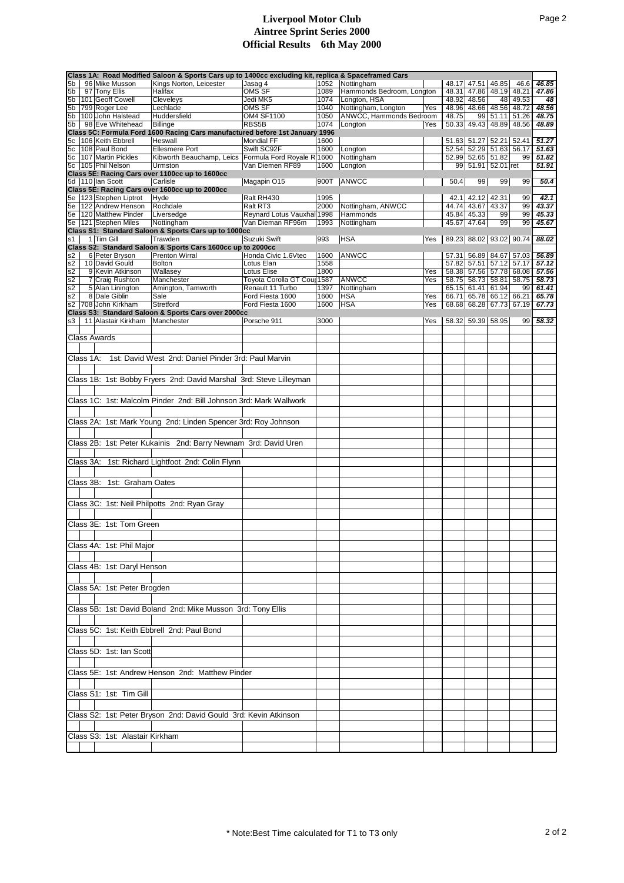# Liverpool Motor Club
## Aintree Sprint Series 2000
## Official Results 6th May 2000

| | | | | | | | | | | | | | |
|---|---|---|---|---|---|---|---|---|---|---|---|---|---|
| **Class 1A: Road Modified Saloon & Sports Cars up to 1400cc excluding kit, replica & Spaceframed Cars** | | | | | | | | | | | | | |
| 5b | 96 | Mike Musson | Kings Norton, Leicester | Jasag 4 | 1052 | Nottingham | | 48.17 | 47.51 | 46.85 | 46.6 | ***46.85*** |
| 5b | 97 | Tony Ellis | Halifax | OMS SF | 1089 | Hammonds Bedroom, Longton | | 48.31 | 47.86 | 48.19 | 48.21 | ***47.86*** |
| 5b | 101 | Geoff Cowell | Cleveleys | Jedi MK5 | 1074 | Longton, HSA | | 48.92 | 48.56 | 48 | 49.53 | ***48*** |
| 5b | 799 | Roger Lee | Lechlade | OMS SF | 1040 | Nottingham, Longton | Yes | 48.96 | 48.66 | 48.56 | 48.72 | ***48.56*** |
| 5b | 100 | John Halstead | Huddersfield | OM4 SF1100 | 1050 | ANWCC, Hammonds Bedroom | | 48.75 | 99 | 51.11 | 51.26 | ***48.75*** |
| 5b | 98 | Eve Whitehead | Billinge | RBS5B | 1074 | Longton | Yes | 50.33 | 49.43 | 48.89 | 48.56 | ***48.89*** |
| **Class 5C: Formula Ford 1600 Racing Cars manufactured before 1st January 1996** | | | | | | | | | | | | | |
| 5c | 106 | Keith Ebbrell | Heswall | Mondial FF | 1600 | | | 51.63 | 51.27 | 52.21 | 52.41 | ***51.27*** |
| 5c | 108 | Paul Bond | Ellesmere Port | Swift SC92F | 1600 | Longton | | 52.54 | 52.29 | 51.63 | 56.17 | ***51.63*** |
| 5c | 107 | Martin Pickles | Kibworth Beauchamp, Leics | Formula Ford Royale R | 1600 | Nottingham | | 52.99 | 52.65 | 51.82 | 99 | ***51.82*** |
| 5c | 105 | Phil Nelson | Urmston | Van Diemen RF89 | 1600 | Longton | | 99 | 51.91 | 52.01 | ret | ***51.91*** |
| **Class 5E: Racing Cars over 1100cc up to 1600cc** | | | | | | | | | | | | | |
| 5d | 110 | Ian Scott | Carlisle | Magapin O15 | 900T | ANWCC | | 50.4 | 99 | 99 | 99 | ***50.4*** |
| **Class 5E: Racing Cars over 1600cc up to 2000cc** | | | | | | | | | | | | | |
| 5e | 123 | Stephen Liptrot | Hyde | Ralt RH430 | 1995 | | | 42.1 | 42.12 | 42.31 | 99 | ***42.1*** |
| 5e | 122 | Andrew Henson | Rochdale | Ralt RT3 | 2000 | Nottingham, ANWCC | | 44.74 | 43.67 | 43.37 | 99 | ***43.37*** |
| 5e | 120 | Matthew Pinder | Liversedge | Reynard Lotus Vauxhal | 1998 | Hammonds | | 45.84 | 45.33 | 99 | 99 | ***45.33*** |
| 5e | 121 | Stephen Miles | Nottingham | Van Dieman RF96m | 1993 | Nottingham | | 45.67 | 47.64 | 99 | 99 | ***45.67*** |
| **Class S1: Standard Saloon & Sports Cars up to 1000cc** | | | | | | | | | | | | | |
| s1 | 1 | Tim Gill | Trawden | Suzuki Swift | 993 | HSA | Yes | 89.23 | 88.02 | 93.02 | 90.74 | ***88.02*** |
| **Class S2: Standard Saloon & Sports Cars 1600cc up to 2000cc** | | | | | | | | | | | | | |
| s2 | 6 | Peter Bryson | Prenton Wirral | Honda Civic 1.6Vtec | 1600 | ANWCC | | 57.31 | 56.89 | 84.67 | 57.03 | ***56.89*** |
| s2 | 10 | David Gould | Bolton | Lotus Elan | 1558 | | | 57.82 | 57.51 | 57.12 | 57.17 | ***57.12*** |
| s2 | 9 | Kevin Atkinson | Wallasey | Lotus Elise | 1800 | | Yes | 58.38 | 57.56 | 57.78 | 68.08 | ***57.56*** |
| s2 | 7 | Craig Rushton | Manchester | Toyota Corolla GT Coup | 1587 | ANWCC | Yes | 58.75 | 58.73 | 58.81 | 58.75 | ***58.73*** |
| s2 | 5 | Alan Linington | Amington, Tamworth | Renault 11 Turbo | 1397 | Nottingham | | 65.15 | 61.41 | 61.94 | 99 | ***61.41*** |
| s2 | 8 | Dale Giblin | Sale | Ford Fiesta 1600 | 1600 | HSA | Yes | 66.71 | 65.78 | 66.12 | 66.21 | ***65.78*** |
| s2 | 708 | John Kirkham | Stretford | Ford Fiesta 1600 | 1600 | HSA | Yes | 68.68 | 68.28 | 67.73 | 67.19 | ***67.73*** |
| **Class S3: Standard Saloon & Sports Cars over 2000cc** | | | | | | | | | | | | | |
| s3 | 11 | Alastair Kirkham | Manchester | Porsche 911 | 3000 | | Yes | 58.32 | 59.39 | 58.95 | 99 | ***58.32*** |

Class Awards

Class 1A: 1st: David West 2nd: Daniel Pinder 3rd: Paul Marvin

Class 1B: 1st: Bobby Fryers 2nd: David Marshal 3rd: Steve Lilleyman

Class 1C: 1st: Malcolm Pinder 2nd: Bill Johnson 3rd: Mark Wallwork

Class 2A: 1st: Mark Young 2nd: Linden Spencer 3rd: Roy Johnson

Class 2B: 1st: Peter Kukainis 2nd: Barry Newnam 3rd: David Uren

Class 3A: 1st: Richard Lightfoot 2nd: Colin Flynn

Class 3B: 1st: Graham Oates

Class 3C: 1st: Neil Philpotts 2nd: Ryan Gray

Class 3E: 1st: Tom Green

Class 4A: 1st: Phil Major

Class 4B: 1st: Daryl Henson

Class 5A: 1st: Peter Brogden

Class 5B: 1st: David Boland 2nd: Mike Musson 3rd: Tony Ellis

Class 5C: 1st: Keith Ebbrell 2nd: Paul Bond

Class 5D: 1st: Ian Scott

Class 5E: 1st: Andrew Henson 2nd: Matthew Pinder

Class S1: 1st: Tim Gill

Class S2: 1st: Peter Bryson 2nd: David Gould 3rd: Kevin Atkinson

Class S3: 1st: Alastair Kirkham

\* Note:Best Time calculated for T1 to T3 only